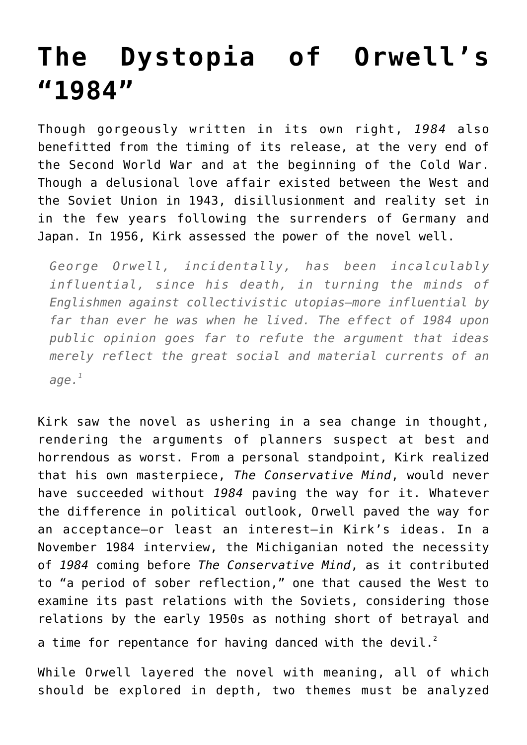# The Dystopia of Orwell's "1984"

Though gorgeously written in its own right, *1984* also benefitted from the timing of its release, at the very end of the Second World War and at the beginning of the Cold War. Though a delusional love affair existed between the West and the Soviet Union in 1943, disillusionment and reality set in in the few years following the surrenders of Germany and Japan. In 1956, Kirk assessed the power of the novel well.

> *George Orwell, incidentally, has been incalculably influential, since his death, in turning the minds of Englishmen against collectivistic utopias—more influential by far than ever he was when he lived. The effect of 1984 upon public opinion goes far to refute the argument that ideas merely reflect the great social and material currents of an age.*[1]

Kirk saw the novel as ushering in a sea change in thought, rendering the arguments of planners suspect at best and horrendous as worst. From a personal standpoint, Kirk realized that his own masterpiece, *The Conservative Mind*, would never have succeeded without *1984* paving the way for it. Whatever the difference in political outlook, Orwell paved the way for an acceptance—or least an interest—in Kirk's ideas. In a November 1984 interview, the Michiganian noted the necessity of *1984* coming before *The Conservative Mind*, as it contributed to "a period of sober reflection," one that caused the West to examine its past relations with the Soviets, considering those relations by the early 1950s as nothing short of betrayal and a time for repentance for having danced with the devil.[2]

While Orwell layered the novel with meaning, all of which should be explored in depth, two themes must be analyzed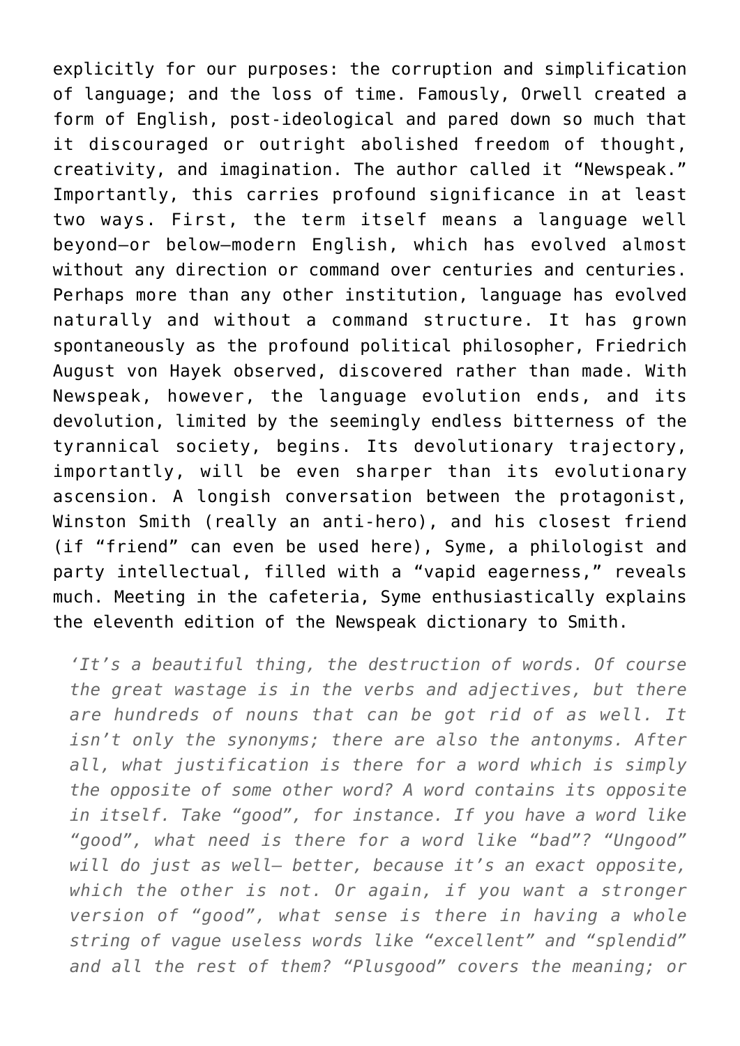explicitly for our purposes: the corruption and simplification of language; and the loss of time. Famously, Orwell created a form of English, post-ideological and pared down so much that it discouraged or outright abolished freedom of thought, creativity, and imagination. The author called it "Newspeak." Importantly, this carries profound significance in at least two ways. First, the term itself means a language well beyond—or below—modern English, which has evolved almost without any direction or command over centuries and centuries. Perhaps more than any other institution, language has evolved naturally and without a command structure. It has grown spontaneously as the profound political philosopher, Friedrich August von Hayek observed, discovered rather than made. With Newspeak, however, the language evolution ends, and its devolution, limited by the seemingly endless bitterness of the tyrannical society, begins. Its devolutionary trajectory, importantly, will be even sharper than its evolutionary ascension. A longish conversation between the protagonist, Winston Smith (really an anti-hero), and his closest friend (if "friend" can even be used here), Syme, a philologist and party intellectual, filled with a "vapid eagerness," reveals much. Meeting in the cafeteria, Syme enthusiastically explains the eleventh edition of the Newspeak dictionary to Smith.

> *'It's a beautiful thing, the destruction of words. Of course the great wastage is in the verbs and adjectives, but there are hundreds of nouns that can be got rid of as well. It isn't only the synonyms; there are also the antonyms. After all, what justification is there for a word which is simply the opposite of some other word? A word contains its opposite in itself. Take "good", for instance. If you have a word like "good", what need is there for a word like "bad"? "Ungood" will do just as well— better, because it's an exact opposite, which the other is not. Or again, if you want a stronger version of "good", what sense is there in having a whole string of vague useless words like "excellent" and "splendid" and all the rest of them? "Plusgood" covers the meaning; or*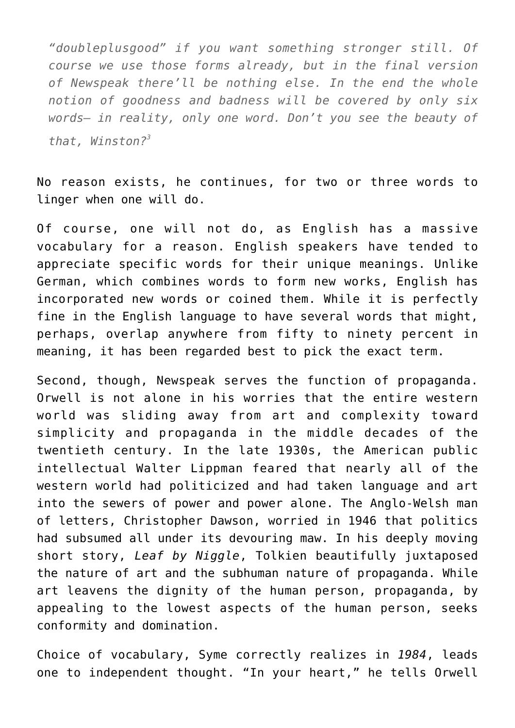> *"doubleplusgood" if you want something stronger still. Of course we use those forms already, but in the final version of Newspeak there'll be nothing else. In the end the whole notion of goodness and badness will be covered by only six words— in reality, only one word. Don't you see the beauty of that, Winston?*[3]

No reason exists, he continues, for two or three words to linger when one will do.

Of course, one will not do, as English has a massive vocabulary for a reason. English speakers have tended to appreciate specific words for their unique meanings. Unlike German, which combines words to form new works, English has incorporated new words or coined them. While it is perfectly fine in the English language to have several words that might, perhaps, overlap anywhere from fifty to ninety percent in meaning, it has been regarded best to pick the exact term.

Second, though, Newspeak serves the function of propaganda. Orwell is not alone in his worries that the entire western world was sliding away from art and complexity toward simplicity and propaganda in the middle decades of the twentieth century. In the late 1930s, the American public intellectual Walter Lippman feared that nearly all of the western world had politicized and had taken language and art into the sewers of power and power alone. The Anglo-Welsh man of letters, Christopher Dawson, worried in 1946 that politics had subsumed all under its devouring maw. In his deeply moving short story, *Leaf by Niggle*, Tolkien beautifully juxtaposed the nature of art and the subhuman nature of propaganda. While art leavens the dignity of the human person, propaganda, by appealing to the lowest aspects of the human person, seeks conformity and domination.

Choice of vocabulary, Syme correctly realizes in *1984*, leads one to independent thought. "In your heart," he tells Orwell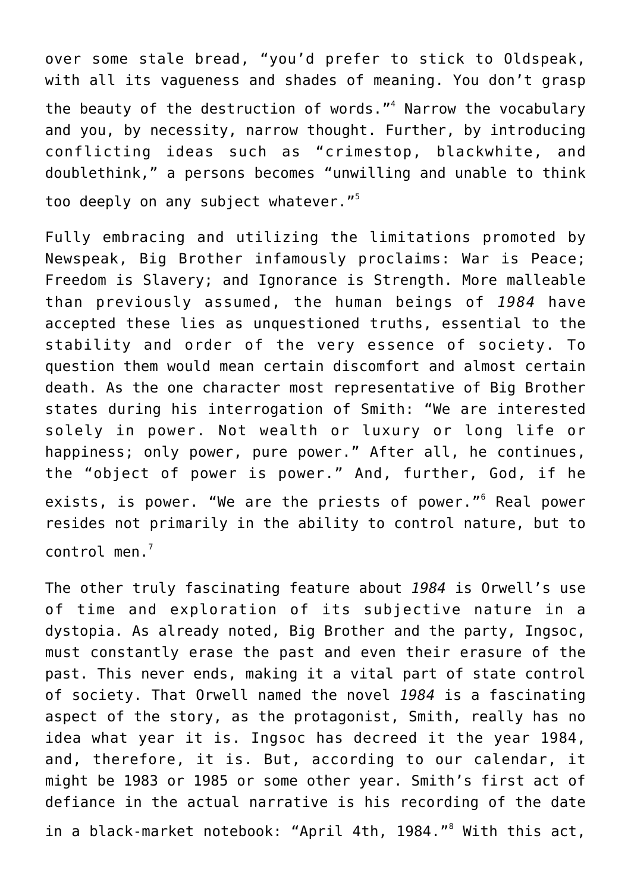over some stale bread, "you'd prefer to stick to Oldspeak, with all its vagueness and shades of meaning. You don't grasp the beauty of the destruction of words."[4] Narrow the vocabulary and you, by necessity, narrow thought. Further, by introducing conflicting ideas such as "crimestop, blackwhite, and doublethink," a persons becomes "unwilling and unable to think too deeply on any subject whatever."[5]

Fully embracing and utilizing the limitations promoted by Newspeak, Big Brother infamously proclaims: War is Peace; Freedom is Slavery; and Ignorance is Strength. More malleable than previously assumed, the human beings of *1984* have accepted these lies as unquestioned truths, essential to the stability and order of the very essence of society. To question them would mean certain discomfort and almost certain death. As the one character most representative of Big Brother states during his interrogation of Smith: "We are interested solely in power. Not wealth or luxury or long life or happiness; only power, pure power." After all, he continues, the "object of power is power." And, further, God, if he exists, is power. "We are the priests of power."[6] Real power resides not primarily in the ability to control nature, but to control men.[7]

The other truly fascinating feature about *1984* is Orwell's use of time and exploration of its subjective nature in a dystopia. As already noted, Big Brother and the party, Ingsoc, must constantly erase the past and even their erasure of the past. This never ends, making it a vital part of state control of society. That Orwell named the novel *1984* is a fascinating aspect of the story, as the protagonist, Smith, really has no idea what year it is. Ingsoc has decreed it the year 1984, and, therefore, it is. But, according to our calendar, it might be 1983 or 1985 or some other year. Smith's first act of defiance in the actual narrative is his recording of the date in a black-market notebook: "April 4th, 1984."[8] With this act,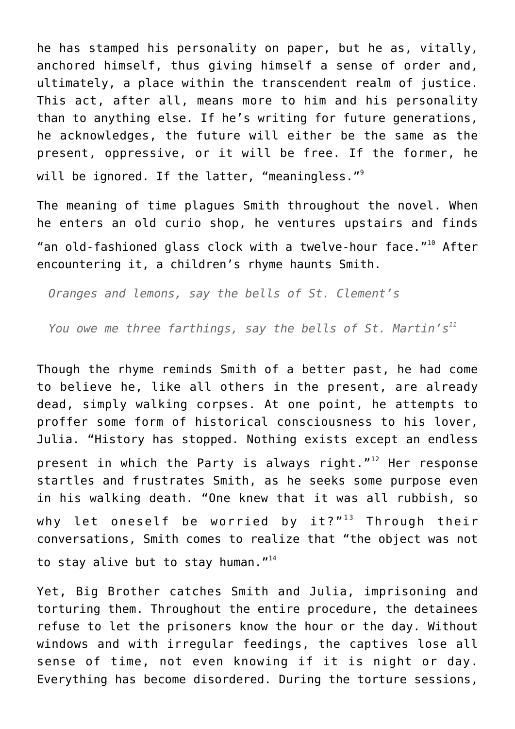he has stamped his personality on paper, but he as, vitally, anchored himself, thus giving himself a sense of order and, ultimately, a place within the transcendent realm of justice. This act, after all, means more to him and his personality than to anything else. If he's writing for future generations, he acknowledges, the future will either be the same as the present, oppressive, or it will be free. If the former, he will be ignored. If the latter, "meaningless."[9]

The meaning of time plagues Smith throughout the novel. When he enters an old curio shop, he ventures upstairs and finds "an old-fashioned glass clock with a twelve-hour face."[10] After encountering it, a children's rhyme haunts Smith.

> *Oranges and lemons, say the bells of St. Clement's*
>
> *You owe me three farthings, say the bells of St. Martin's*[11]

Though the rhyme reminds Smith of a better past, he had come to believe he, like all others in the present, are already dead, simply walking corpses. At one point, he attempts to proffer some form of historical consciousness to his lover, Julia. "History has stopped. Nothing exists except an endless present in which the Party is always right."[12] Her response startles and frustrates Smith, as he seeks some purpose even in his walking death. "One knew that it was all rubbish, so why let oneself be worried by it?"[13] Through their conversations, Smith comes to realize that "the object was not to stay alive but to stay human."[14]

Yet, Big Brother catches Smith and Julia, imprisoning and torturing them. Throughout the entire procedure, the detainees refuse to let the prisoners know the hour or the day. Without windows and with irregular feedings, the captives lose all sense of time, not even knowing if it is night or day. Everything has become disordered. During the torture sessions,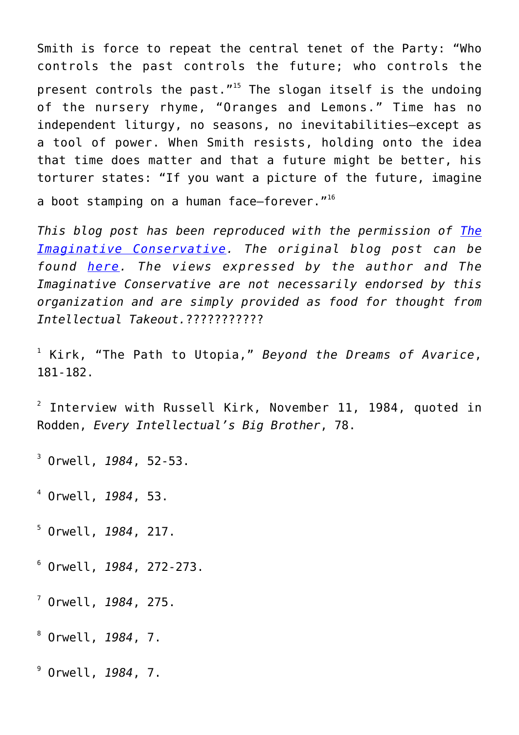Smith is force to repeat the central tenet of the Party: “Who controls the past controls the future; who controls the present controls the past.”[15] The slogan itself is the undoing of the nursery rhyme, “Oranges and Lemons.” Time has no independent liturgy, no seasons, no inevitabilities—except as a tool of power. When Smith resists, holding onto the idea that time does matter and that a future might be better, his torturer states: “If you want a picture of the future, imagine a boot stamping on a human face—forever.”[16]

*This blog post has been reproduced with the permission of [The Imaginative Conservative](). The original blog post can be found [here](). The views expressed by the author and The Imaginative Conservative are not necessarily endorsed by this organization and are simply provided as food for thought from Intellectual Takeout.*???????????

[1] Kirk, “The Path to Utopia,” *Beyond the Dreams of Avarice*, 181-182.

[2] Interview with Russell Kirk, November 11, 1984, quoted in Rodden, *Every Intellectual’s Big Brother*, 78.

[3] Orwell, *1984*, 52-53.

[4] Orwell, *1984*, 53.

[5] Orwell, *1984*, 217.

[6] Orwell, *1984*, 272-273.

[7] Orwell, *1984*, 275.

[8] Orwell, *1984*, 7.

[9] Orwell, *1984*, 7.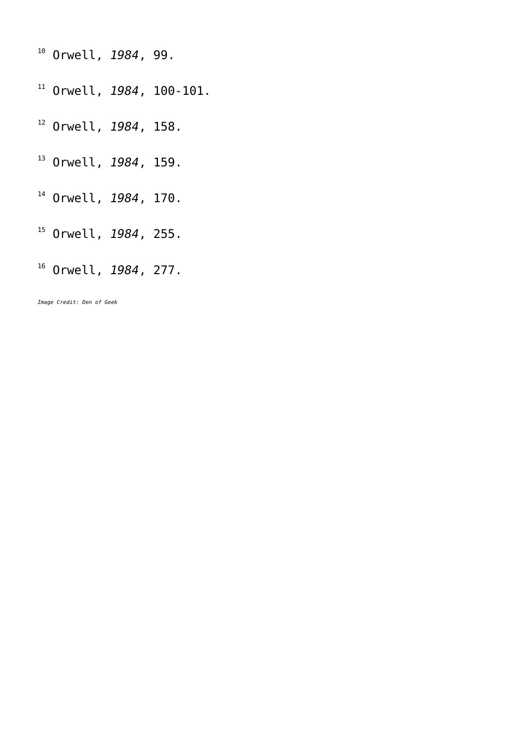[10] Orwell, *1984*, 99.

[11] Orwell, *1984*, 100-101.

[12] Orwell, *1984*, 158.

[13] Orwell, *1984*, 159.

[14] Orwell, *1984*, 170.

[15] Orwell, *1984*, 255.

[16] Orwell, *1984*, 277.

*Image Credit: Den of Geek*